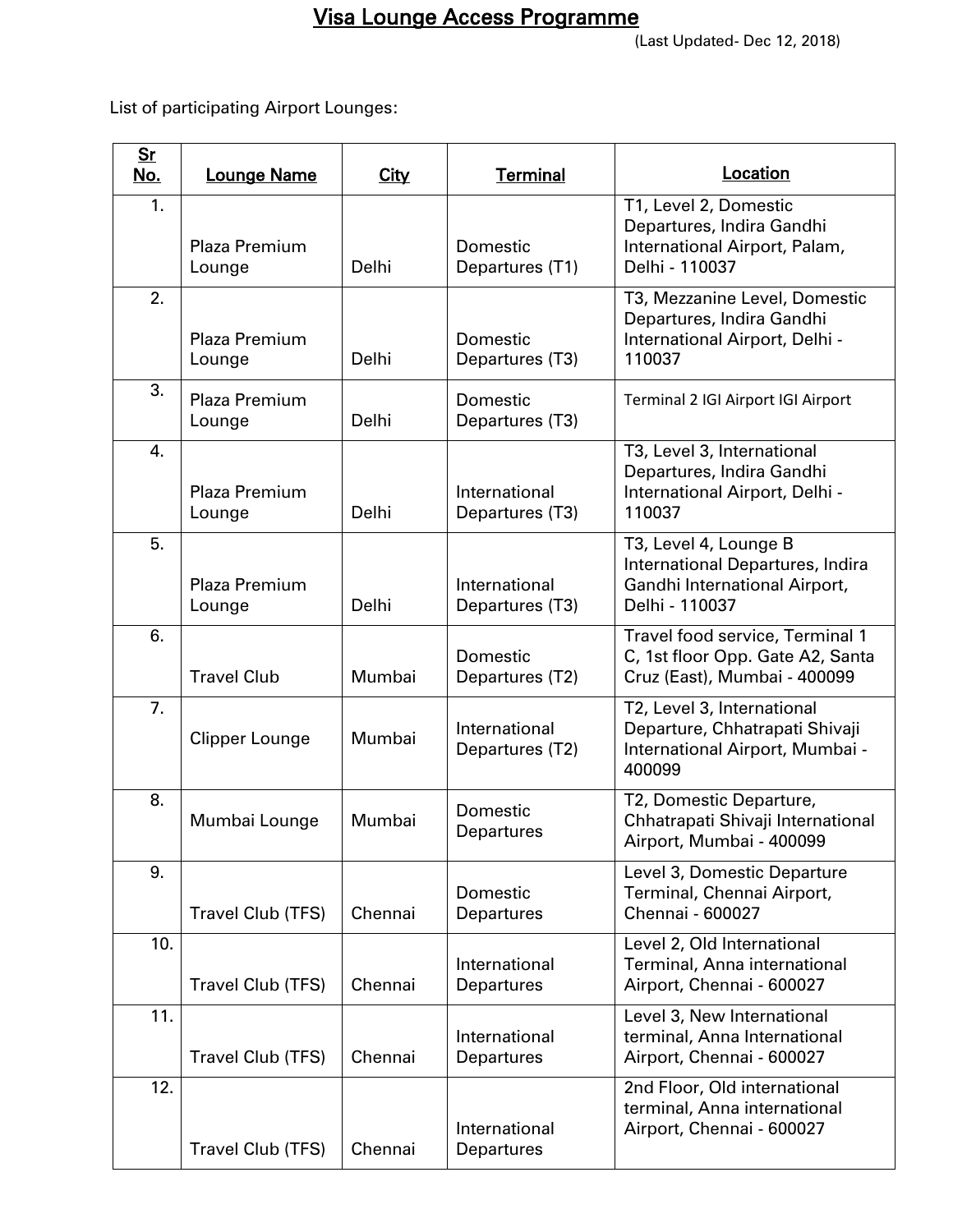# Visa Lounge Access Programme

(Last Updated- Dec 12, 2018)

List of participating Airport Lounges:

| Sr No. | Lounge Name | City | Terminal | Location |
|---|---|---|---|---|
| 1. | Plaza Premium Lounge | Delhi | Domestic Departures (T1) | T1, Level 2, Domestic Departures, Indira Gandhi International Airport, Palam, Delhi - 110037 |
| 2. | Plaza Premium Lounge | Delhi | Domestic Departures (T3) | T3, Mezzanine Level, Domestic Departures, Indira Gandhi International Airport, Delhi - 110037 |
| 3. | Plaza Premium Lounge | Delhi | Domestic Departures (T3) | Terminal 2 IGI Airport IGI Airport |
| 4. | Plaza Premium Lounge | Delhi | International Departures (T3) | T3, Level 3, International Departures, Indira Gandhi International Airport, Delhi - 110037 |
| 5. | Plaza Premium Lounge | Delhi | International Departures (T3) | T3, Level 4, Lounge B International Departures, Indira Gandhi International Airport, Delhi - 110037 |
| 6. | Travel Club | Mumbai | Domestic Departures (T2) | Travel food service, Terminal 1 C, 1st floor Opp. Gate A2, Santa Cruz (East), Mumbai - 400099 |
| 7. | Clipper Lounge | Mumbai | International Departures (T2) | T2, Level 3, International Departure, Chhatrapati Shivaji International Airport, Mumbai - 400099 |
| 8. | Mumbai Lounge | Mumbai | Domestic Departures | T2, Domestic Departure, Chhatrapati Shivaji International Airport, Mumbai - 400099 |
| 9. | Travel Club (TFS) | Chennai | Domestic Departures | Level 3, Domestic Departure Terminal, Chennai Airport, Chennai - 600027 |
| 10. | Travel Club (TFS) | Chennai | International Departures | Level 2, Old International Terminal, Anna international Airport, Chennai - 600027 |
| 11. | Travel Club (TFS) | Chennai | International Departures | Level 3, New International terminal, Anna International Airport, Chennai - 600027 |
| 12. | Travel Club (TFS) | Chennai | International Departures | 2nd Floor, Old international terminal, Anna international Airport, Chennai - 600027 |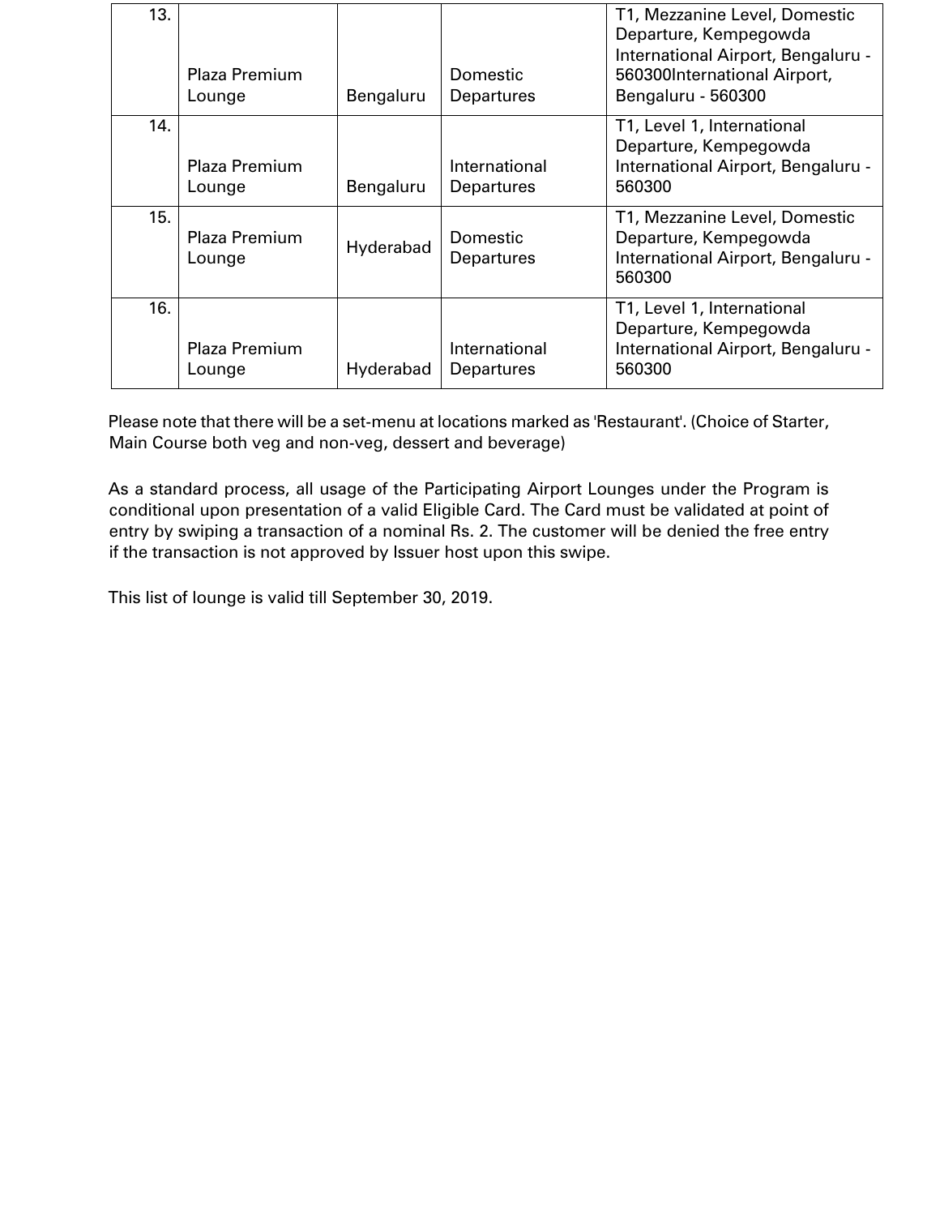| | | | | |
|---|---|---|---|---|
| 13. | Plaza Premium Lounge | Bengaluru | Domestic Departures | T1, Mezzanine Level, Domestic Departure, Kempegowda International Airport, Bengaluru - 560300International Airport, Bengaluru - 560300 |
| 14. | Plaza Premium Lounge | Bengaluru | International Departures | T1, Level 1, International Departure, Kempegowda International Airport, Bengaluru - 560300 |
| 15. | Plaza Premium Lounge | Hyderabad | Domestic Departures | T1, Mezzanine Level, Domestic Departure, Kempegowda International Airport, Bengaluru - 560300 |
| 16. | Plaza Premium Lounge | Hyderabad | International Departures | T1, Level 1, International Departure, Kempegowda International Airport, Bengaluru - 560300 |

Please note that there will be a set-menu at locations marked as 'Restaurant'. (Choice of Starter, Main Course both veg and non-veg, dessert and beverage)

As a standard process, all usage of the Participating Airport Lounges under the Program is conditional upon presentation of a valid Eligible Card. The Card must be validated at point of entry by swiping a transaction of a nominal Rs. 2. The customer will be denied the free entry if the transaction is not approved by Issuer host upon this swipe.

This list of lounge is valid till September 30, 2019.